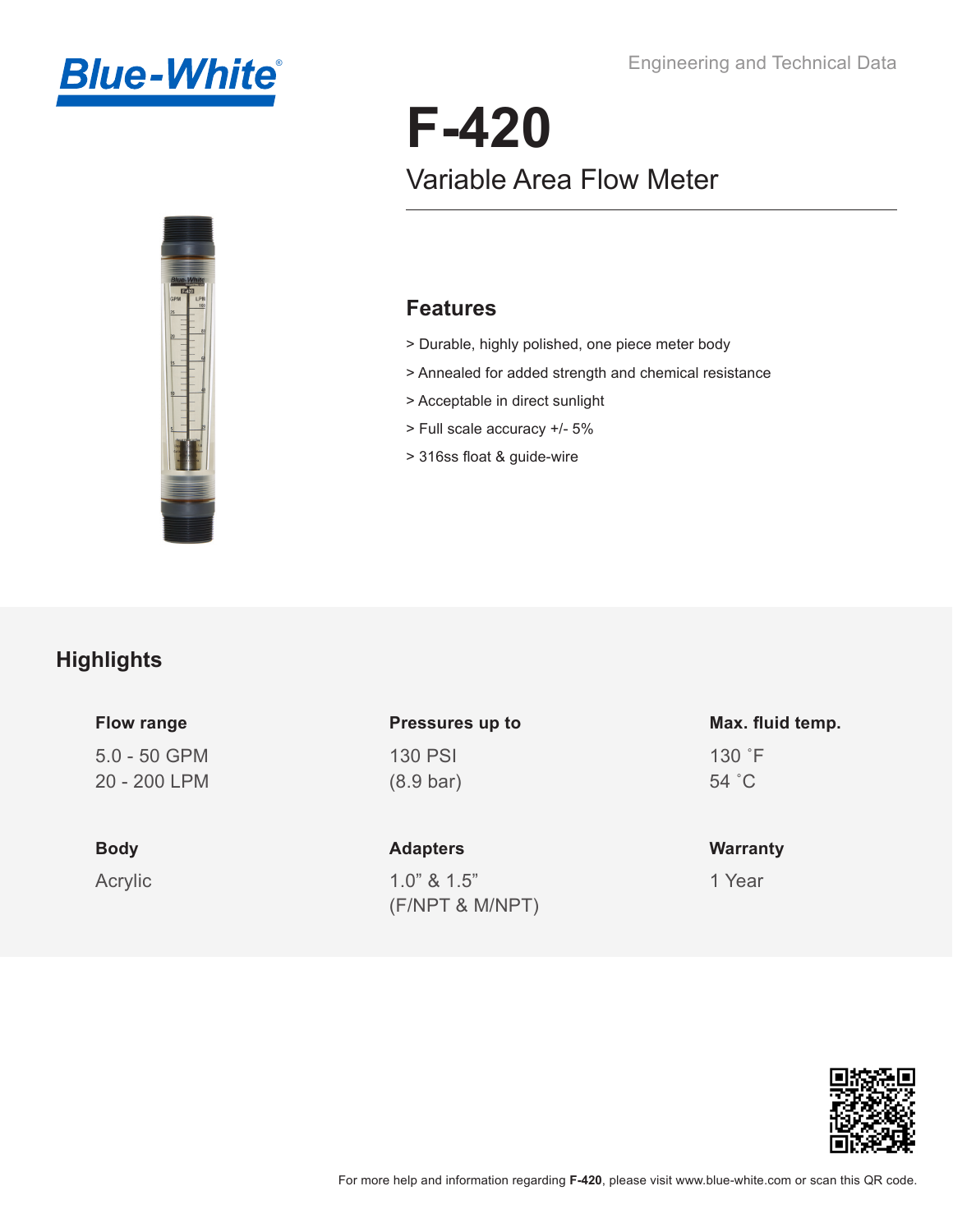Engineering and Technical Data

# F-420

## Variable Area Flow Meter

### Features

> Durable, highly polished, one piece meter body

> Annealed for added strength and chemical resistance

> Acceptable in direct sunlight

> Full scale accuracy +/- 5%

> 316ss float & guide-wire

## Highlights

**Flow range**

5.0 - 50 GPM
20 - 200 LPM

**Pressures up to**

130 PSI
(8.9 bar)

**Max. fluid temp.**

130 ˚F
54 ˚C

**Body**

Acrylic

**Adapters**

1.0" & 1.5"
(F/NPT & M/NPT)

**Warranty**

1 Year

For more help and information regarding **F-420**, please visit www.blue-white.com or scan this QR code.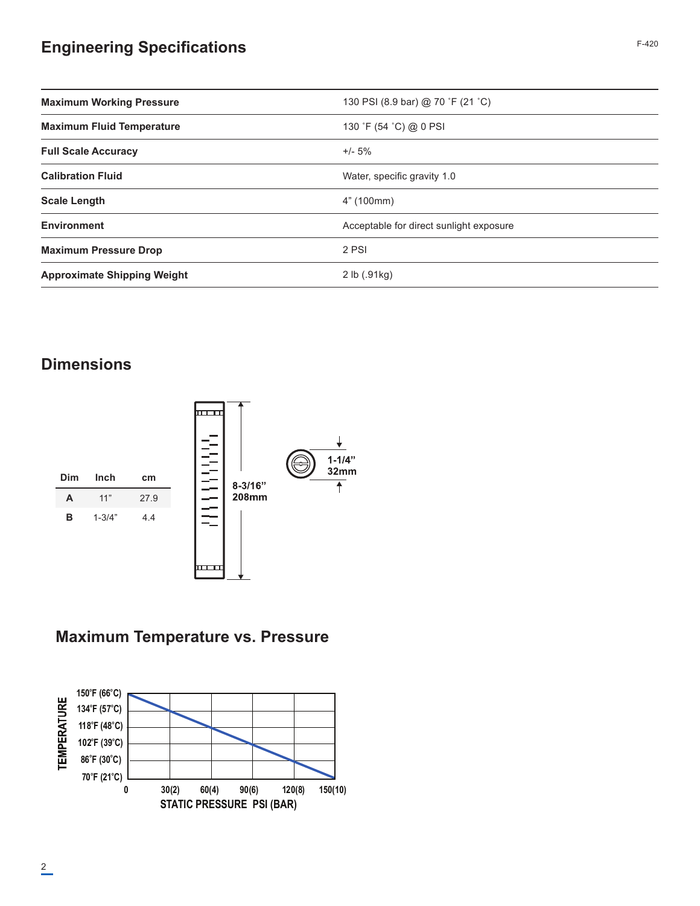## Engineering Specifications

| | |
|---|---|
| **Maximum Working Pressure** | 130 PSI (8.9 bar) @ 70 ˚F (21 ˚C) |
| **Maximum Fluid Temperature** | 130 ˚F (54 ˚C) @ 0 PSI |
| **Full Scale Accuracy** | +/- 5% |
| **Calibration Fluid** | Water, specific gravity 1.0 |
| **Scale Length** | 4" (100mm) |
| **Environment** | Acceptable for direct sunlight exposure |
| **Maximum Pressure Drop** | 2 PSI |
| **Approximate Shipping Weight** | 2 lb (.91kg) |

## Dimensions

| Dim | Inch | cm |
|---|---|---|
| **A** | 11" | 27.9 |
| **B** | 1-3/4" | 4.4 |

8-3/16"
208mm

1-1/4"
32mm

## Maximum Temperature vs. Pressure

TEMPERATURE: 150°F (66°C), 134°F (57°C), 118°F (48°C), 102°F (39°C), 86°F (30°C), 70°F (21°C)

STATIC PRESSURE PSI (BAR): 0, 30(2), 60(4), 90(6), 120(8), 150(10)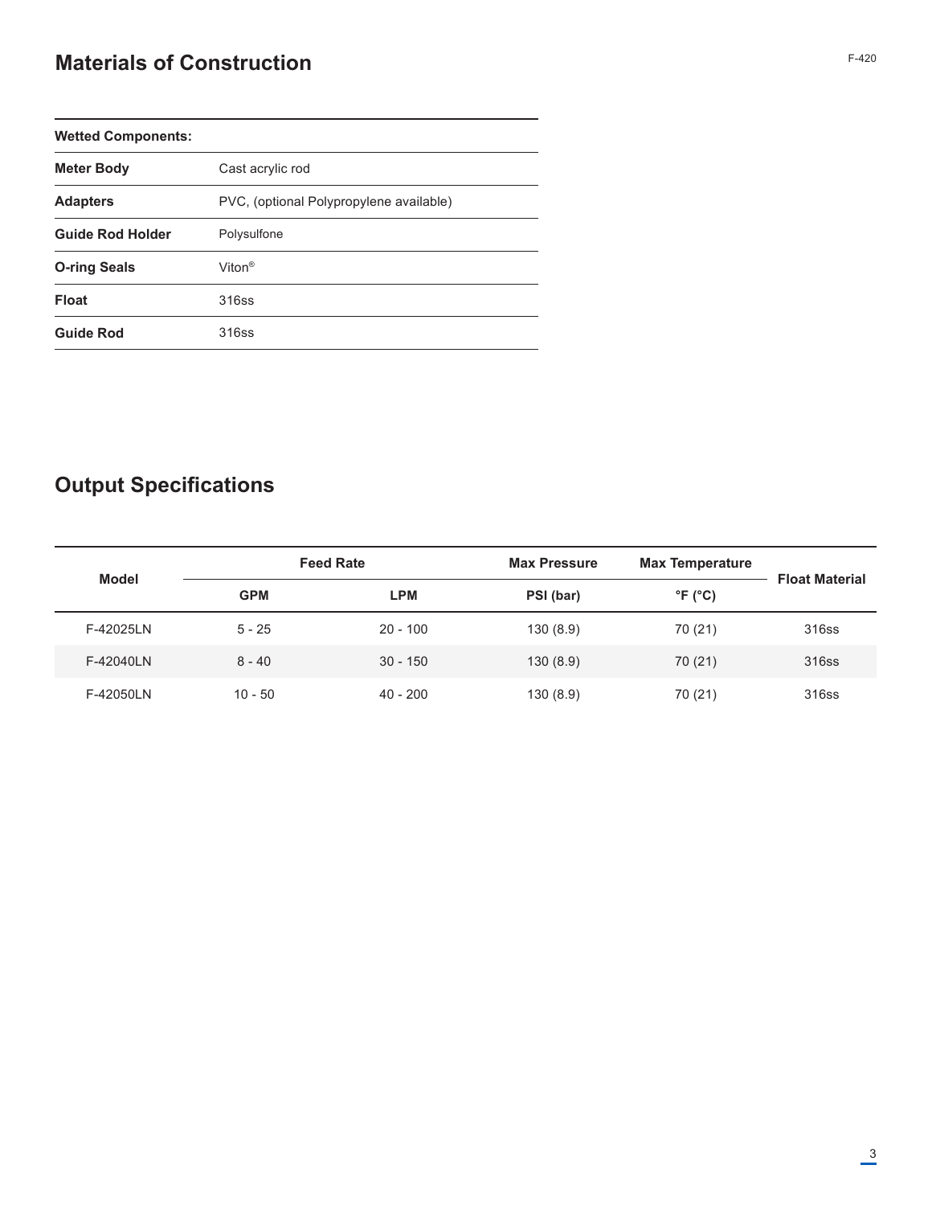## Materials of Construction

| Wetted Components: | |
|---|---|
| **Meter Body** | Cast acrylic rod |
| **Adapters** | PVC, (optional Polypropylene available) |
| **Guide Rod Holder** | Polysulfone |
| **O-ring Seals** | Viton® |
| **Float** | 316ss |
| **Guide Rod** | 316ss |

## Output Specifications

| Model | Feed Rate | | Max Pressure | Max Temperature | Float Material |
|---|---|---|---|---|---|
| | GPM | LPM | PSI (bar) | °F (°C) | |
| F-42025LN | 5 - 25 | 20 - 100 | 130 (8.9) | 70 (21) | 316ss |
| F-42040LN | 8 - 40 | 30 - 150 | 130 (8.9) | 70 (21) | 316ss |
| F-42050LN | 10 - 50 | 40 - 200 | 130 (8.9) | 70 (21) | 316ss |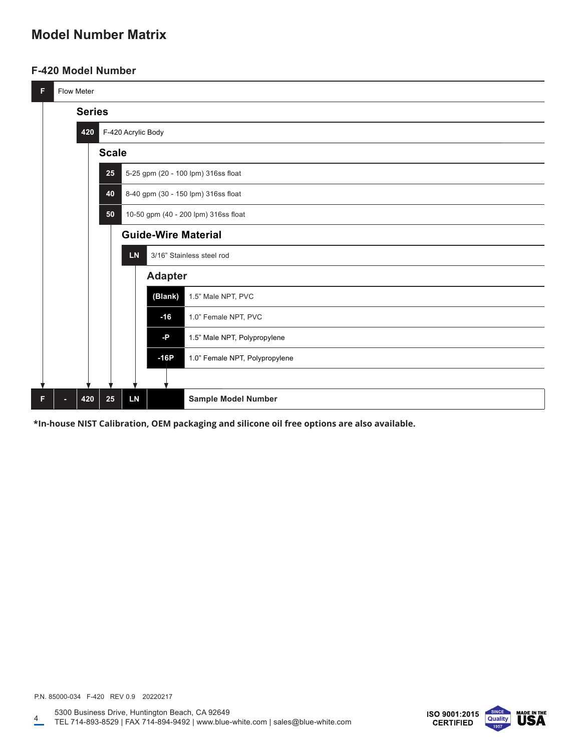# Model Number Matrix

## F-420 Model Number

| | |
|---|---|
| **F** | Flow Meter |

### Series

| | |
|---|---|
| **420** | F-420 Acrylic Body |

### Scale

| | |
|---|---|
| **25** | 5-25 gpm (20 - 100 lpm) 316ss float |
| **40** | 8-40 gpm (30 - 150 lpm) 316ss float |
| **50** | 10-50 gpm (40 - 200 lpm) 316ss float |

### Guide-Wire Material

| | |
|---|---|
| **LN** | 3/16" Stainless steel rod |

### Adapter

| | |
|---|---|
| **(Blank)** | 1.5" Male NPT, PVC |
| **-16** | 1.0" Female NPT, PVC |
| **-P** | 1.5" Male NPT, Polypropylene |
| **-16P** | 1.0" Female NPT, Polypropylene |

| | | | | | | |
|---|---|---|---|---|---|---|
| **F** | **-** | **420** | **25** | **LN** | | **Sample Model Number** |

**\*In-house NIST Calibration, OEM packaging and silicone oil free options are also available.**

P.N. 85000-034 F-420 REV 0.9 20220217

5300 Business Drive, Huntington Beach, CA 92649
TEL 714-893-8529 | FAX 714-894-9492 | www.blue-white.com | sales@blue-white.com

ISO 9001:2015 CERTIFIED

SINCE Quality 1957

MADE IN THE USA